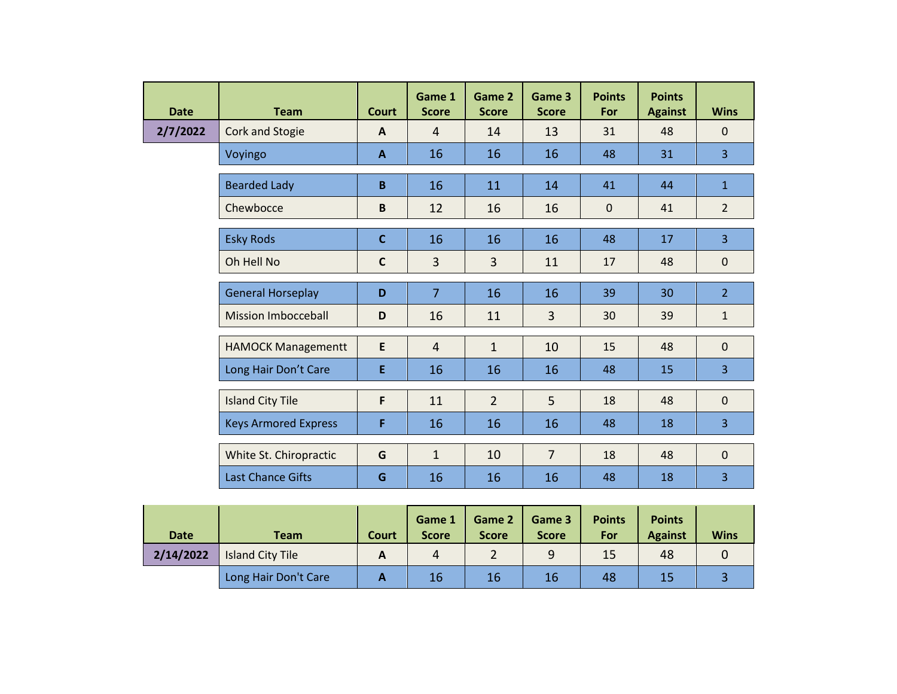| Date | Team | Court | Game 1 Score | Game 2 Score | Game 3 Score | Points For | Points Against | Wins |
|---|---|---|---|---|---|---|---|---|
| 2/7/2022 | Cork and Stogie | A | 4 | 14 | 13 | 31 | 48 | 0 |
| | Voyingo | A | 16 | 16 | 16 | 48 | 31 | 3 |
| | Bearded Lady | B | 16 | 11 | 14 | 41 | 44 | 1 |
| | Chewbocce | B | 12 | 16 | 16 | 0 | 41 | 2 |
| | Esky Rods | C | 16 | 16 | 16 | 48 | 17 | 3 |
| | Oh Hell No | C | 3 | 3 | 11 | 17 | 48 | 0 |
| | General Horseplay | D | 7 | 16 | 16 | 39 | 30 | 2 |
| | Mission Imbocceball | D | 16 | 11 | 3 | 30 | 39 | 1 |
| | HAMOCK Managementt | E | 4 | 1 | 10 | 15 | 48 | 0 |
| | Long Hair Don't Care | E | 16 | 16 | 16 | 48 | 15 | 3 |
| | Island City Tile | F | 11 | 2 | 5 | 18 | 48 | 0 |
| | Keys Armored Express | F | 16 | 16 | 16 | 48 | 18 | 3 |
| | White St. Chiropractic | G | 1 | 10 | 7 | 18 | 48 | 0 |
| | Last Chance Gifts | G | 16 | 16 | 16 | 48 | 18 | 3 |

| Date | Team | Court | Game 1 Score | Game 2 Score | Game 3 Score | Points For | Points Against | Wins |
|---|---|---|---|---|---|---|---|---|
| 2/14/2022 | Island City Tile | A | 4 | 2 | 9 | 15 | 48 | 0 |
| | Long Hair Don't Care | A | 16 | 16 | 16 | 48 | 15 | 3 |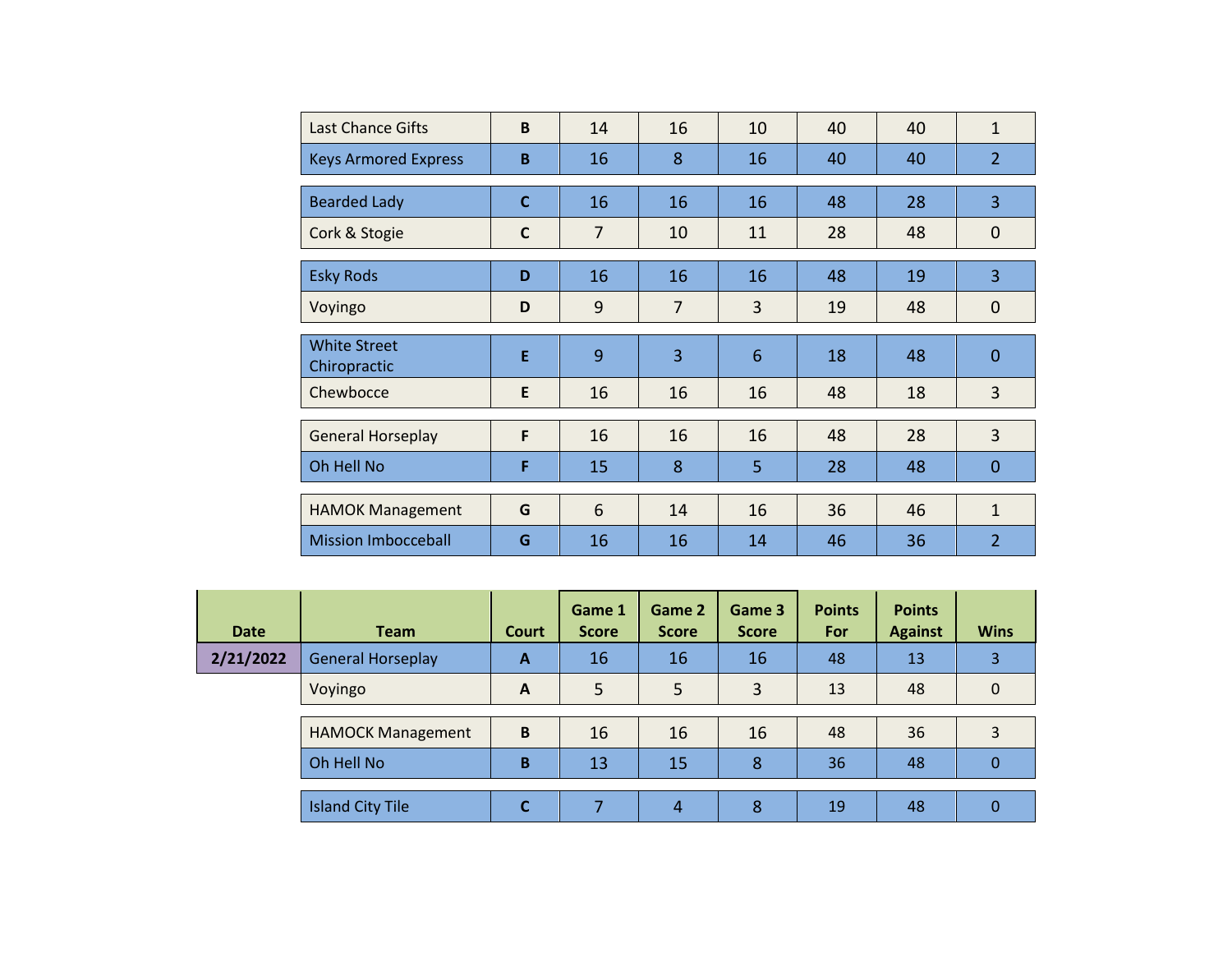| | Last Chance Gifts | B | 14 | 16 | 10 | 40 | 40 | 1 |
|---|---|---|---|---|---|---|---|---|
| | Keys Armored Express | B | 16 | 8 | 16 | 40 | 40 | 2 |
| | Bearded Lady | C | 16 | 16 | 16 | 48 | 28 | 3 |
| | Cork & Stogie | C | 7 | 10 | 11 | 28 | 48 | 0 |
| | Esky Rods | D | 16 | 16 | 16 | 48 | 19 | 3 |
| | Voyingo | D | 9 | 7 | 3 | 19 | 48 | 0 |
| | White Street Chiropractic | E | 9 | 3 | 6 | 18 | 48 | 0 |
| | Chewbocce | E | 16 | 16 | 16 | 48 | 18 | 3 |
| | General Horseplay | F | 16 | 16 | 16 | 48 | 28 | 3 |
| | Oh Hell No | F | 15 | 8 | 5 | 28 | 48 | 0 |
| | HAMOK Management | G | 6 | 14 | 16 | 36 | 46 | 1 |
| | Mission Imbocceball | G | 16 | 16 | 14 | 46 | 36 | 2 |

| Date | Team | Court | Game 1 Score | Game 2 Score | Game 3 Score | Points For | Points Against | Wins |
|---|---|---|---|---|---|---|---|---|
| 2/21/2022 | General Horseplay | A | 16 | 16 | 16 | 48 | 13 | 3 |
| | Voyingo | A | 5 | 5 | 3 | 13 | 48 | 0 |
| | HAMOCK Management | B | 16 | 16 | 16 | 48 | 36 | 3 |
| | Oh Hell No | B | 13 | 15 | 8 | 36 | 48 | 0 |
| | Island City Tile | C | 7 | 4 | 8 | 19 | 48 | 0 |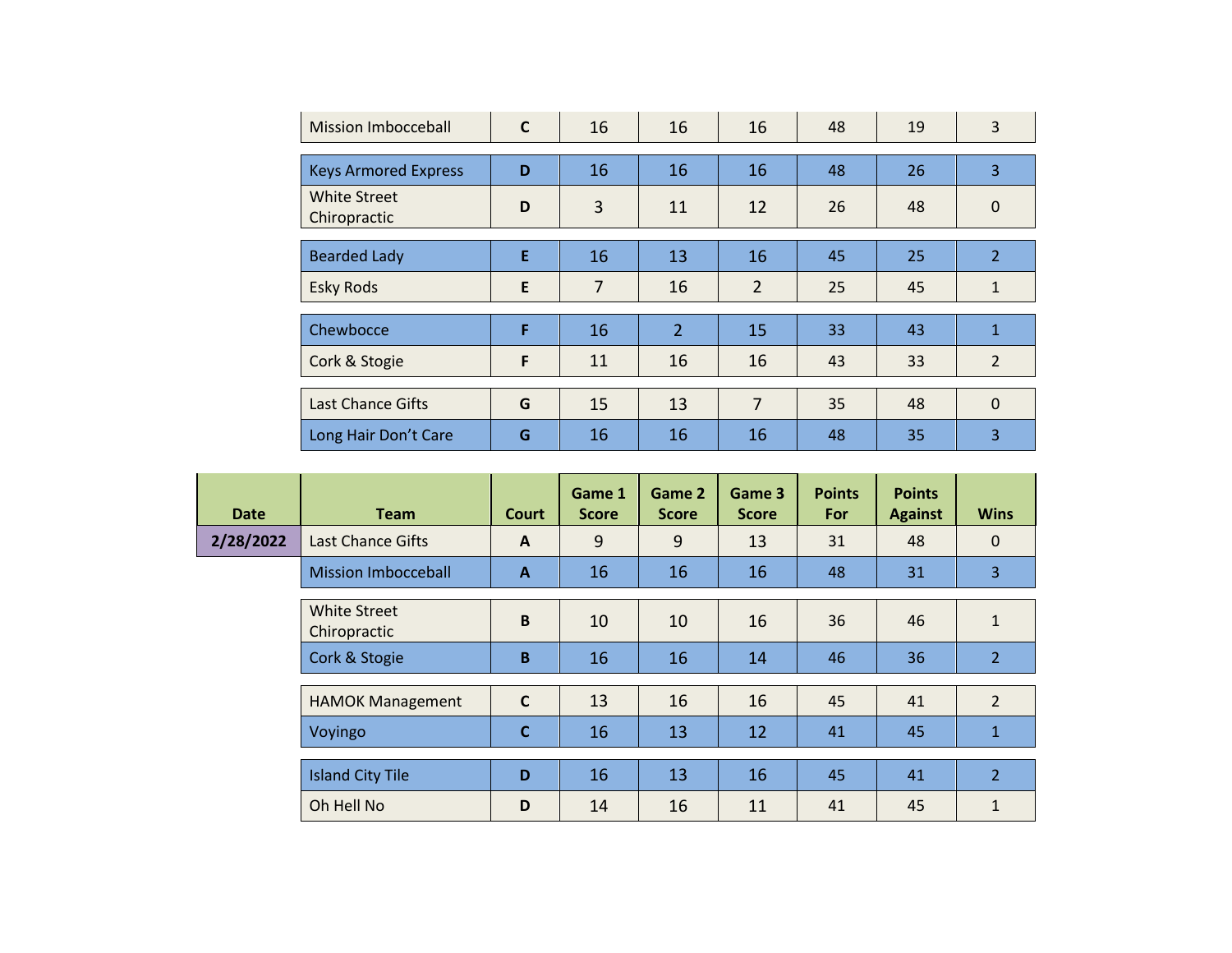| Team | Court | Game 1 Score | Game 2 Score | Game 3 Score | Points For | Points Against | Wins |
|---|---|---|---|---|---|---|---|
| Mission Imbocceball | C | 16 | 16 | 16 | 48 | 19 | 3 |
| Keys Armored Express | D | 16 | 16 | 16 | 48 | 26 | 3 |
| White Street Chiropractic | D | 3 | 11 | 12 | 26 | 48 | 0 |
| Bearded Lady | E | 16 | 13 | 16 | 45 | 25 | 2 |
| Esky Rods | E | 7 | 16 | 2 | 25 | 45 | 1 |
| Chewbocce | F | 16 | 2 | 15 | 33 | 43 | 1 |
| Cork & Stogie | F | 11 | 16 | 16 | 43 | 33 | 2 |
| Last Chance Gifts | G | 15 | 13 | 7 | 35 | 48 | 0 |
| Long Hair Don’t Care | G | 16 | 16 | 16 | 48 | 35 | 3 |

| Date | Team | Court | Game 1 Score | Game 2 Score | Game 3 Score | Points For | Points Against | Wins |
|---|---|---|---|---|---|---|---|---|
| 2/28/2022 | Last Chance Gifts | A | 9 | 9 | 13 | 31 | 48 | 0 |
| | Mission Imbocceball | A | 16 | 16 | 16 | 48 | 31 | 3 |
| | White Street Chiropractic | B | 10 | 10 | 16 | 36 | 46 | 1 |
| | Cork & Stogie | B | 16 | 16 | 14 | 46 | 36 | 2 |
| | HAMOK Management | C | 13 | 16 | 16 | 45 | 41 | 2 |
| | Voyingo | C | 16 | 13 | 12 | 41 | 45 | 1 |
| | Island City Tile | D | 16 | 13 | 16 | 45 | 41 | 2 |
| | Oh Hell No | D | 14 | 16 | 11 | 41 | 45 | 1 |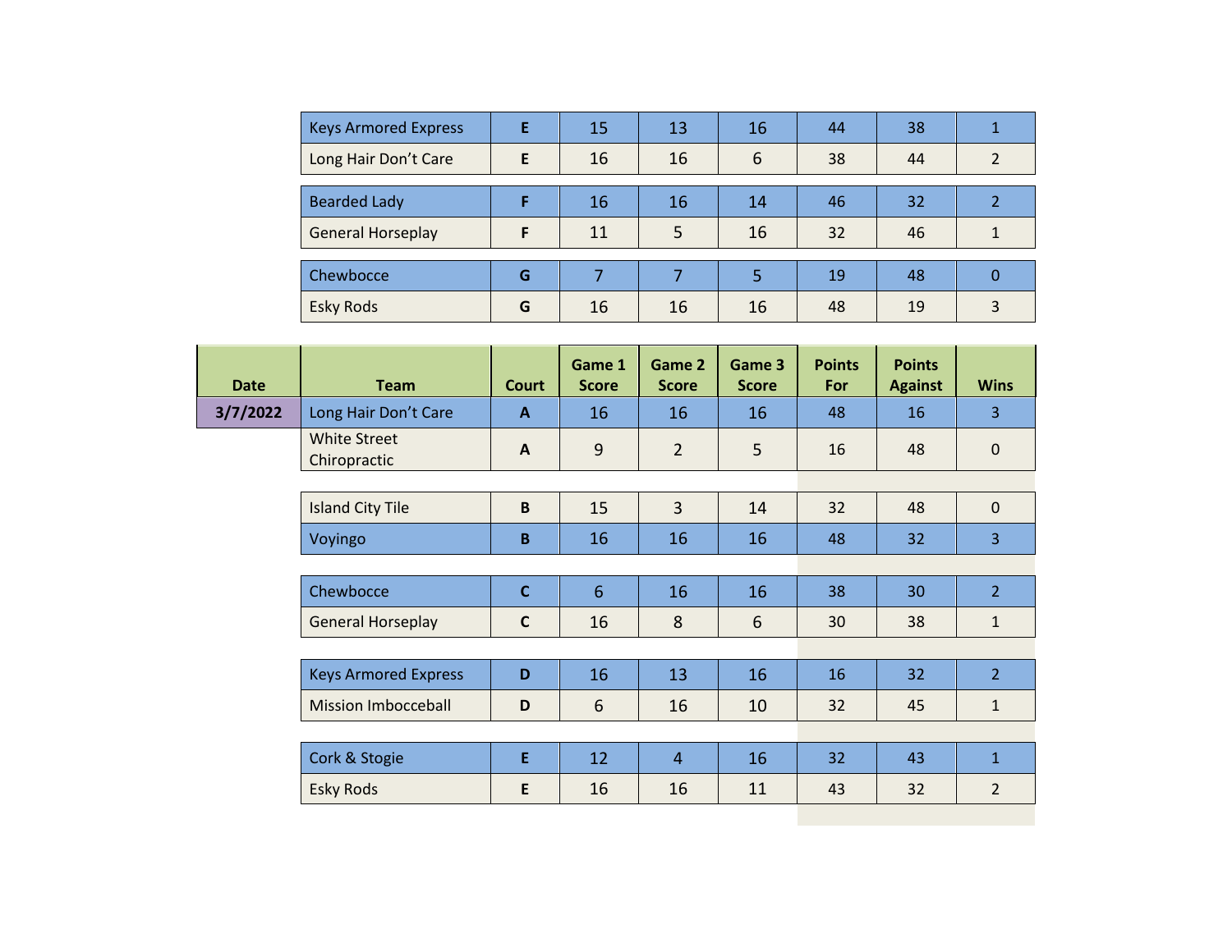| | Team | Court | Game 1 Score | Game 2 Score | Game 3 Score | Points For | Points Against | Wins |
|---|---|---|---|---|---|---|---|---|
| | Keys Armored Express | E | 15 | 13 | 16 | 44 | 38 | 1 |
| | Long Hair Don't Care | E | 16 | 16 | 6 | 38 | 44 | 2 |
| | Bearded Lady | F | 16 | 16 | 14 | 46 | 32 | 2 |
| | General Horseplay | F | 11 | 5 | 16 | 32 | 46 | 1 |
| | Chewbocce | G | 7 | 7 | 5 | 19 | 48 | 0 |
| | Esky Rods | G | 16 | 16 | 16 | 48 | 19 | 3 |

| Date | Team | Court | Game 1 Score | Game 2 Score | Game 3 Score | Points For | Points Against | Wins |
|---|---|---|---|---|---|---|---|---|
| 3/7/2022 | Long Hair Don't Care | A | 16 | 16 | 16 | 48 | 16 | 3 |
| | White Street Chiropractic | A | 9 | 2 | 5 | 16 | 48 | 0 |
| | Island City Tile | B | 15 | 3 | 14 | 32 | 48 | 0 |
| | Voyingo | B | 16 | 16 | 16 | 48 | 32 | 3 |
| | Chewbocce | C | 6 | 16 | 16 | 38 | 30 | 2 |
| | General Horseplay | C | 16 | 8 | 6 | 30 | 38 | 1 |
| | Keys Armored Express | D | 16 | 13 | 16 | 16 | 32 | 2 |
| | Mission Imbocceball | D | 6 | 16 | 10 | 32 | 45 | 1 |
| | Cork & Stogie | E | 12 | 4 | 16 | 32 | 43 | 1 |
| | Esky Rods | E | 16 | 16 | 11 | 43 | 32 | 2 |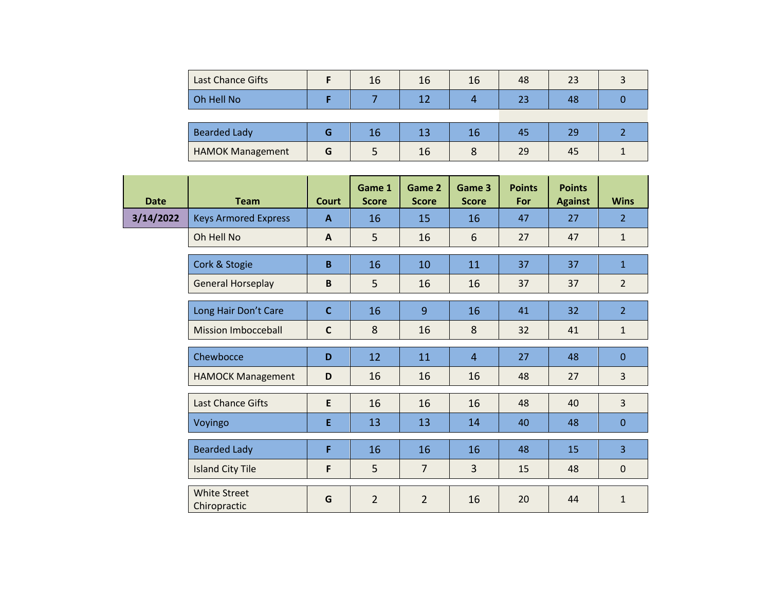| | Team | Court | Game 1 Score | Game 2 Score | Game 3 Score | Points For | Points Against | Wins |
|---|---|---|---|---|---|---|---|---|
| | Last Chance Gifts | F | 16 | 16 | 16 | 48 | 23 | 3 |
| | Oh Hell No | F | 7 | 12 | 4 | 23 | 48 | 0 |
| | Bearded Lady | G | 16 | 13 | 16 | 45 | 29 | 2 |
| | HAMOK Management | G | 5 | 16 | 8 | 29 | 45 | 1 |

| Date | Team | Court | Game 1 Score | Game 2 Score | Game 3 Score | Points For | Points Against | Wins |
|---|---|---|---|---|---|---|---|---|
| 3/14/2022 | Keys Armored Express | A | 16 | 15 | 16 | 47 | 27 | 2 |
| | Oh Hell No | A | 5 | 16 | 6 | 27 | 47 | 1 |
| | Cork & Stogie | B | 16 | 10 | 11 | 37 | 37 | 1 |
| | General Horseplay | B | 5 | 16 | 16 | 37 | 37 | 2 |
| | Long Hair Don't Care | C | 16 | 9 | 16 | 41 | 32 | 2 |
| | Mission Imbocceball | C | 8 | 16 | 8 | 32 | 41 | 1 |
| | Chewbocce | D | 12 | 11 | 4 | 27 | 48 | 0 |
| | HAMOCK Management | D | 16 | 16 | 16 | 48 | 27 | 3 |
| | Last Chance Gifts | E | 16 | 16 | 16 | 48 | 40 | 3 |
| | Voyingo | E | 13 | 13 | 14 | 40 | 48 | 0 |
| | Bearded Lady | F | 16 | 16 | 16 | 48 | 15 | 3 |
| | Island City Tile | F | 5 | 7 | 3 | 15 | 48 | 0 |
| | White Street Chiropractic | G | 2 | 2 | 16 | 20 | 44 | 1 |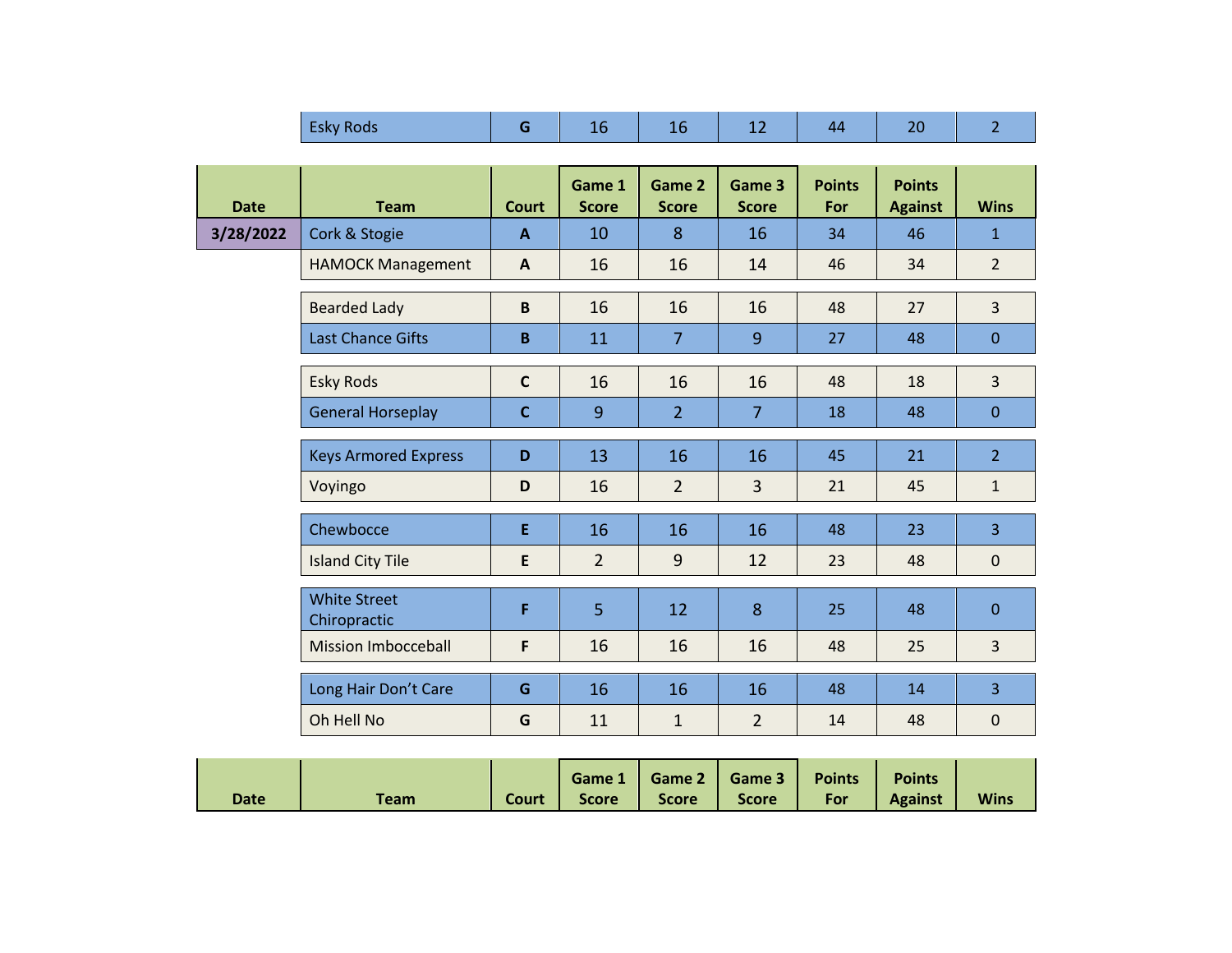| | Esky Rods | G | 16 | 16 | 12 | 44 | 20 | 2 |
|---|---|---|---|---|---|---|---|---|

| Date | Team | Court | Game 1 Score | Game 2 Score | Game 3 Score | Points For | Points Against | Wins |
|---|---|---|---|---|---|---|---|---|
| 3/28/2022 | Cork & Stogie | A | 10 | 8 | 16 | 34 | 46 | 1 |
| | HAMOCK Management | A | 16 | 16 | 14 | 46 | 34 | 2 |
| | Bearded Lady | B | 16 | 16 | 16 | 48 | 27 | 3 |
| | Last Chance Gifts | B | 11 | 7 | 9 | 27 | 48 | 0 |
| | Esky Rods | C | 16 | 16 | 16 | 48 | 18 | 3 |
| | General Horseplay | C | 9 | 2 | 7 | 18 | 48 | 0 |
| | Keys Armored Express | D | 13 | 16 | 16 | 45 | 21 | 2 |
| | Voyingo | D | 16 | 2 | 3 | 21 | 45 | 1 |
| | Chewbocce | E | 16 | 16 | 16 | 48 | 23 | 3 |
| | Island City Tile | E | 2 | 9 | 12 | 23 | 48 | 0 |
| | White Street Chiropractic | F | 5 | 12 | 8 | 25 | 48 | 0 |
| | Mission Imbocceball | F | 16 | 16 | 16 | 48 | 25 | 3 |
| | Long Hair Don't Care | G | 16 | 16 | 16 | 48 | 14 | 3 |
| | Oh Hell No | G | 11 | 1 | 2 | 14 | 48 | 0 |

| Date | Team | Court | Game 1 Score | Game 2 Score | Game 3 Score | Points For | Points Against | Wins |
|---|---|---|---|---|---|---|---|---|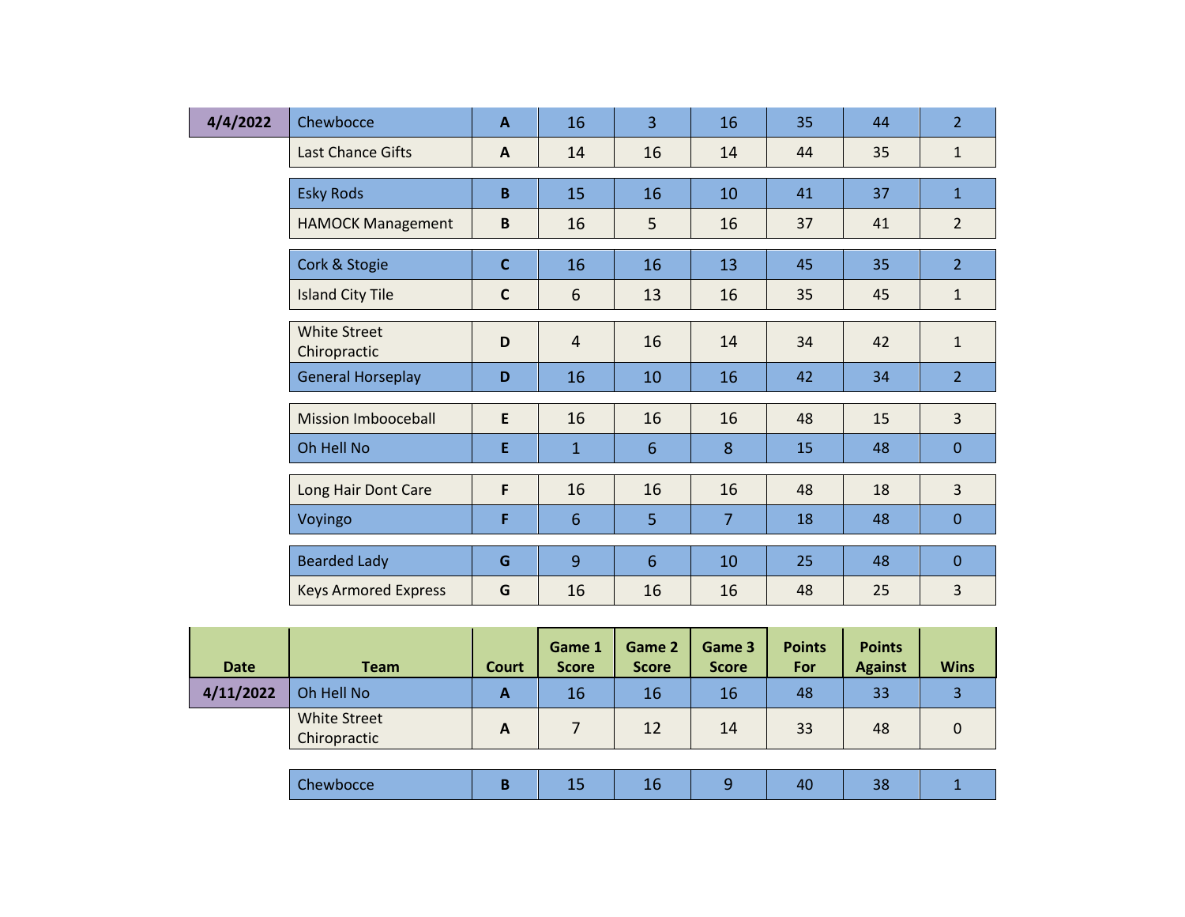| 4/4/2022 | Chewbocce | A | 16 | 3 | 16 | 35 | 44 | 2 |
|---|---|---|---|---|---|---|---|---|
| | Last Chance Gifts | A | 14 | 16 | 14 | 44 | 35 | 1 |
| | Esky Rods | B | 15 | 16 | 10 | 41 | 37 | 1 |
| | HAMOCK Management | B | 16 | 5 | 16 | 37 | 41 | 2 |
| | Cork & Stogie | C | 16 | 16 | 13 | 45 | 35 | 2 |
| | Island City Tile | C | 6 | 13 | 16 | 35 | 45 | 1 |
| | White Street Chiropractic | D | 4 | 16 | 14 | 34 | 42 | 1 |
| | General Horseplay | D | 16 | 10 | 16 | 42 | 34 | 2 |
| | Mission Imbooceball | E | 16 | 16 | 16 | 48 | 15 | 3 |
| | Oh Hell No | E | 1 | 6 | 8 | 15 | 48 | 0 |
| | Long Hair Dont Care | F | 16 | 16 | 16 | 48 | 18 | 3 |
| | Voyingo | F | 6 | 5 | 7 | 18 | 48 | 0 |
| | Bearded Lady | G | 9 | 6 | 10 | 25 | 48 | 0 |
| | Keys Armored Express | G | 16 | 16 | 16 | 48 | 25 | 3 |

| Date | Team | Court | Game 1 Score | Game 2 Score | Game 3 Score | Points For | Points Against | Wins |
|---|---|---|---|---|---|---|---|---|
| 4/11/2022 | Oh Hell No | A | 16 | 16 | 16 | 48 | 33 | 3 |
| | White Street Chiropractic | A | 7 | 12 | 14 | 33 | 48 | 0 |
| | Chewbocce | B | 15 | 16 | 9 | 40 | 38 | 1 |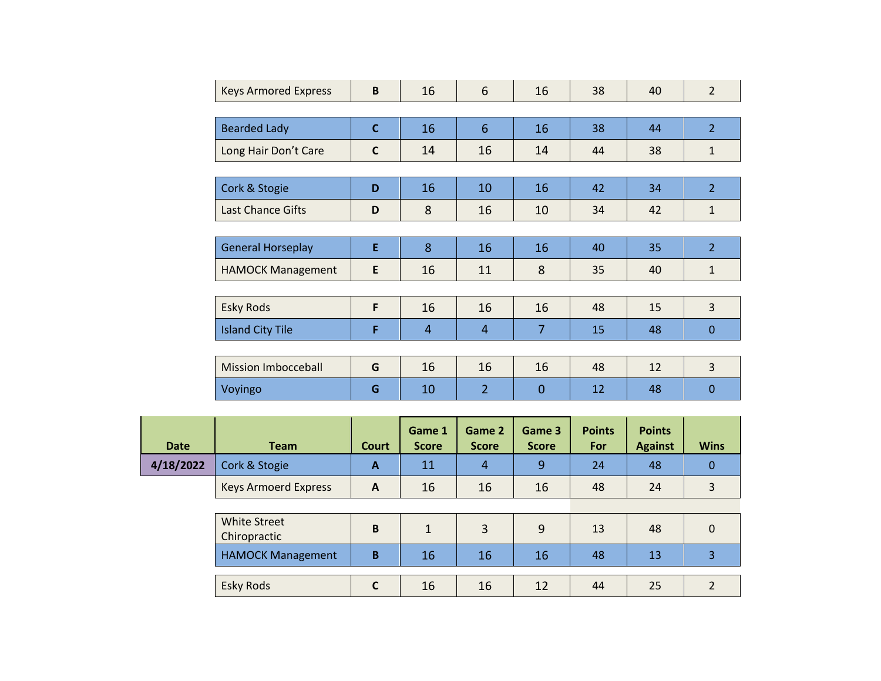| Team | Court | Game 1 Score | Game 2 Score | Game 3 Score | Points For | Points Against | Wins |
|---|---|---|---|---|---|---|---|
| Keys Armored Express | B | 16 | 6 | 16 | 38 | 40 | 2 |
| | | | | | | | |
| Bearded Lady | C | 16 | 6 | 16 | 38 | 44 | 2 |
| Long Hair Don't Care | C | 14 | 16 | 14 | 44 | 38 | 1 |
| | | | | | | | |
| Cork & Stogie | D | 16 | 10 | 16 | 42 | 34 | 2 |
| Last Chance Gifts | D | 8 | 16 | 10 | 34 | 42 | 1 |
| | | | | | | | |
| General Horseplay | E | 8 | 16 | 16 | 40 | 35 | 2 |
| HAMOCK Management | E | 16 | 11 | 8 | 35 | 40 | 1 |
| | | | | | | | |
| Esky Rods | F | 16 | 16 | 16 | 48 | 15 | 3 |
| Island City Tile | F | 4 | 4 | 7 | 15 | 48 | 0 |
| | | | | | | | |
| Mission Imbocceball | G | 16 | 16 | 16 | 48 | 12 | 3 |
| Voyingo | G | 10 | 2 | 0 | 12 | 48 | 0 |

| Date | Team | Court | Game 1 Score | Game 2 Score | Game 3 Score | Points For | Points Against | Wins |
|---|---|---|---|---|---|---|---|---|
| 4/18/2022 | Cork & Stogie | A | 11 | 4 | 9 | 24 | 48 | 0 |
| | Keys Armoerd Express | A | 16 | 16 | 16 | 48 | 24 | 3 |
| | | | | | | | | |
| | White Street Chiropractic | B | 1 | 3 | 9 | 13 | 48 | 0 |
| | HAMOCK Management | B | 16 | 16 | 16 | 48 | 13 | 3 |
| | | | | | | | | |
| | Esky Rods | C | 16 | 16 | 12 | 44 | 25 | 2 |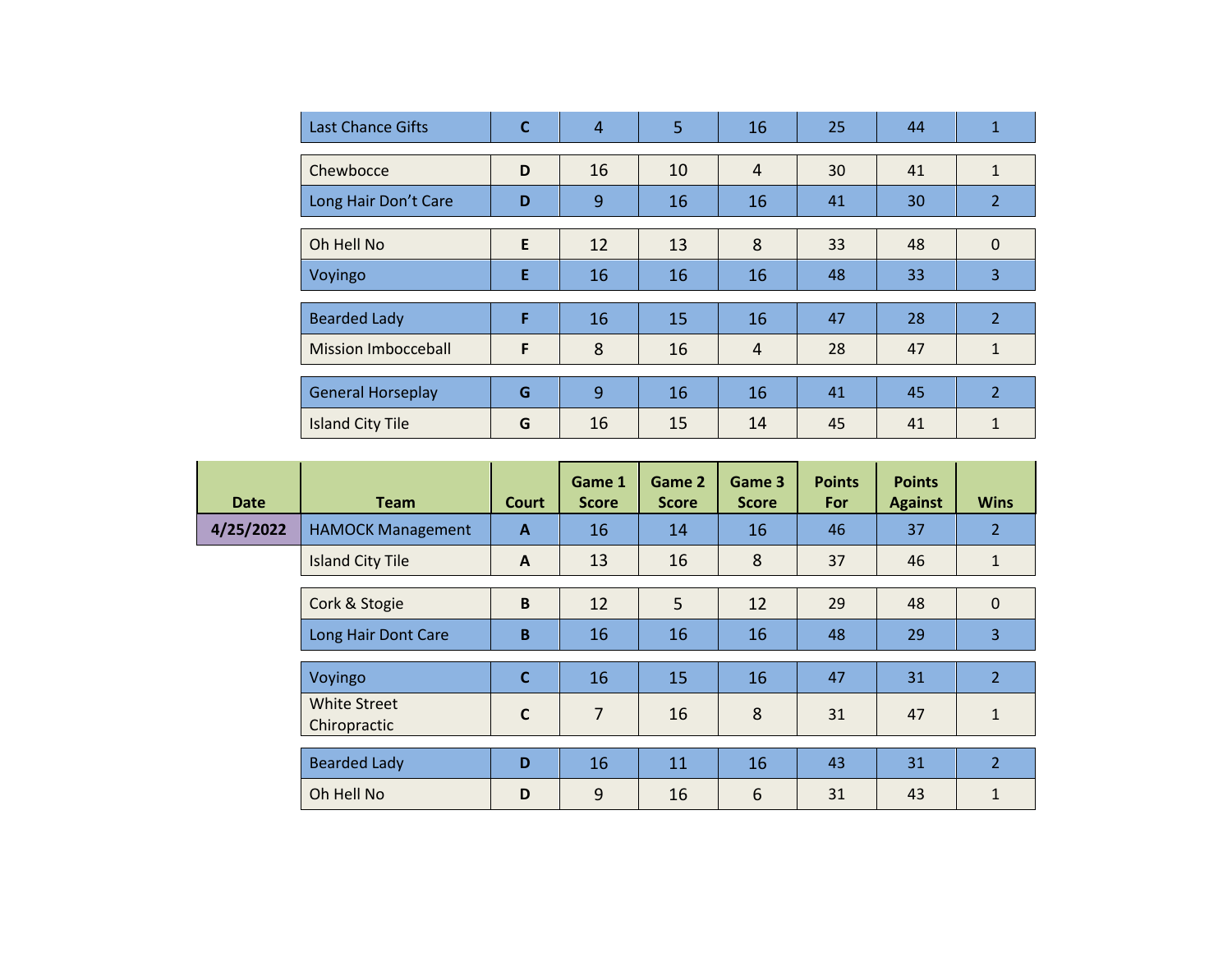| | Team | Court | Game 1 Score | Game 2 Score | Game 3 Score | Points For | Points Against | Wins |
|---|---|---|---|---|---|---|---|---|
| | Last Chance Gifts | C | 4 | 5 | 16 | 25 | 44 | 1 |
| | Chewbocce | D | 16 | 10 | 4 | 30 | 41 | 1 |
| | Long Hair Don't Care | D | 9 | 16 | 16 | 41 | 30 | 2 |
| | Oh Hell No | E | 12 | 13 | 8 | 33 | 48 | 0 |
| | Voyingo | E | 16 | 16 | 16 | 48 | 33 | 3 |
| | Bearded Lady | F | 16 | 15 | 16 | 47 | 28 | 2 |
| | Mission Imbocceball | F | 8 | 16 | 4 | 28 | 47 | 1 |
| | General Horseplay | G | 9 | 16 | 16 | 41 | 45 | 2 |
| | Island City Tile | G | 16 | 15 | 14 | 45 | 41 | 1 |

| Date | Team | Court | Game 1 Score | Game 2 Score | Game 3 Score | Points For | Points Against | Wins |
|---|---|---|---|---|---|---|---|---|
| 4/25/2022 | HAMOCK Management | A | 16 | 14 | 16 | 46 | 37 | 2 |
| | Island City Tile | A | 13 | 16 | 8 | 37 | 46 | 1 |
| | Cork & Stogie | B | 12 | 5 | 12 | 29 | 48 | 0 |
| | Long Hair Dont Care | B | 16 | 16 | 16 | 48 | 29 | 3 |
| | Voyingo | C | 16 | 15 | 16 | 47 | 31 | 2 |
| | White Street Chiropractic | C | 7 | 16 | 8 | 31 | 47 | 1 |
| | Bearded Lady | D | 16 | 11 | 16 | 43 | 31 | 2 |
| | Oh Hell No | D | 9 | 16 | 6 | 31 | 43 | 1 |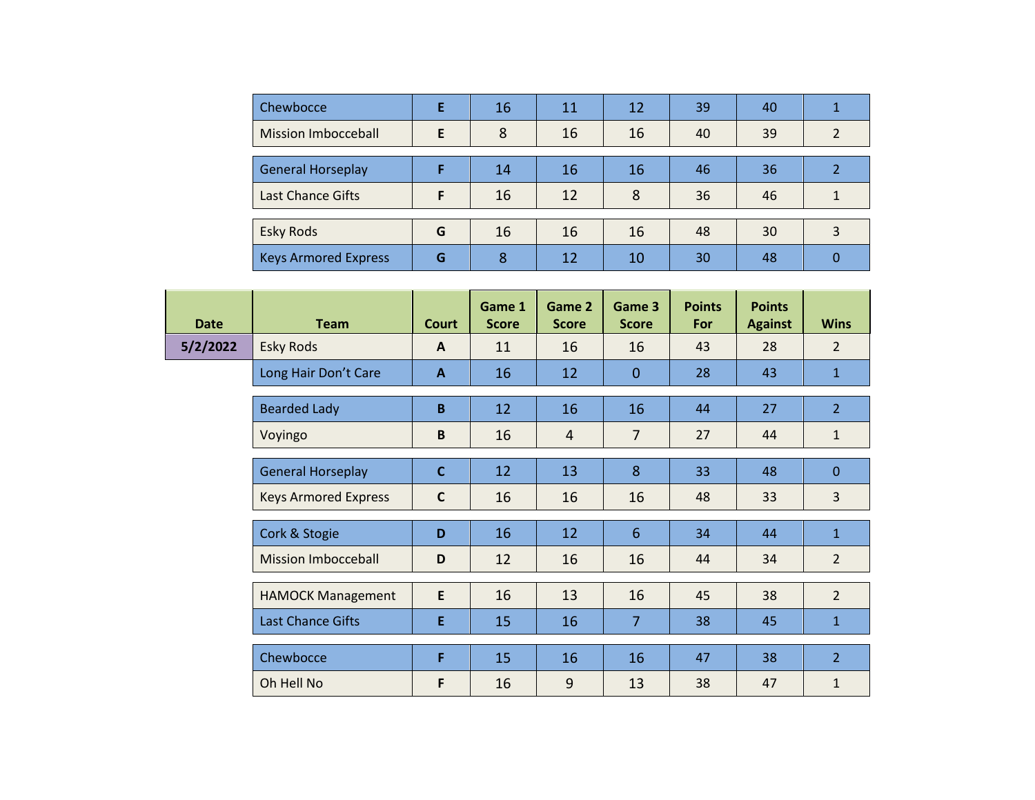| Chewbocce | E | 16 | 11 | 12 | 39 | 40 | 1 |
|---|---|---|---|---|---|---|---|
| Mission Imbocceball | E | 8 | 16 | 16 | 40 | 39 | 2 |
| General Horseplay | F | 14 | 16 | 16 | 46 | 36 | 2 |
| Last Chance Gifts | F | 16 | 12 | 8 | 36 | 46 | 1 |
| Esky Rods | G | 16 | 16 | 16 | 48 | 30 | 3 |
| Keys Armored Express | G | 8 | 12 | 10 | 30 | 48 | 0 |

| Date | Team | Court | Game 1 Score | Game 2 Score | Game 3 Score | Points For | Points Against | Wins |
|---|---|---|---|---|---|---|---|---|
| 5/2/2022 | Esky Rods | A | 11 | 16 | 16 | 43 | 28 | 2 |
| | Long Hair Don't Care | A | 16 | 12 | 0 | 28 | 43 | 1 |
| | Bearded Lady | B | 12 | 16 | 16 | 44 | 27 | 2 |
| | Voyingo | B | 16 | 4 | 7 | 27 | 44 | 1 |
| | General Horseplay | C | 12 | 13 | 8 | 33 | 48 | 0 |
| | Keys Armored Express | C | 16 | 16 | 16 | 48 | 33 | 3 |
| | Cork & Stogie | D | 16 | 12 | 6 | 34 | 44 | 1 |
| | Mission Imbocceball | D | 12 | 16 | 16 | 44 | 34 | 2 |
| | HAMOCK Management | E | 16 | 13 | 16 | 45 | 38 | 2 |
| | Last Chance Gifts | E | 15 | 16 | 7 | 38 | 45 | 1 |
| | Chewbocce | F | 15 | 16 | 16 | 47 | 38 | 2 |
| | Oh Hell No | F | 16 | 9 | 13 | 38 | 47 | 1 |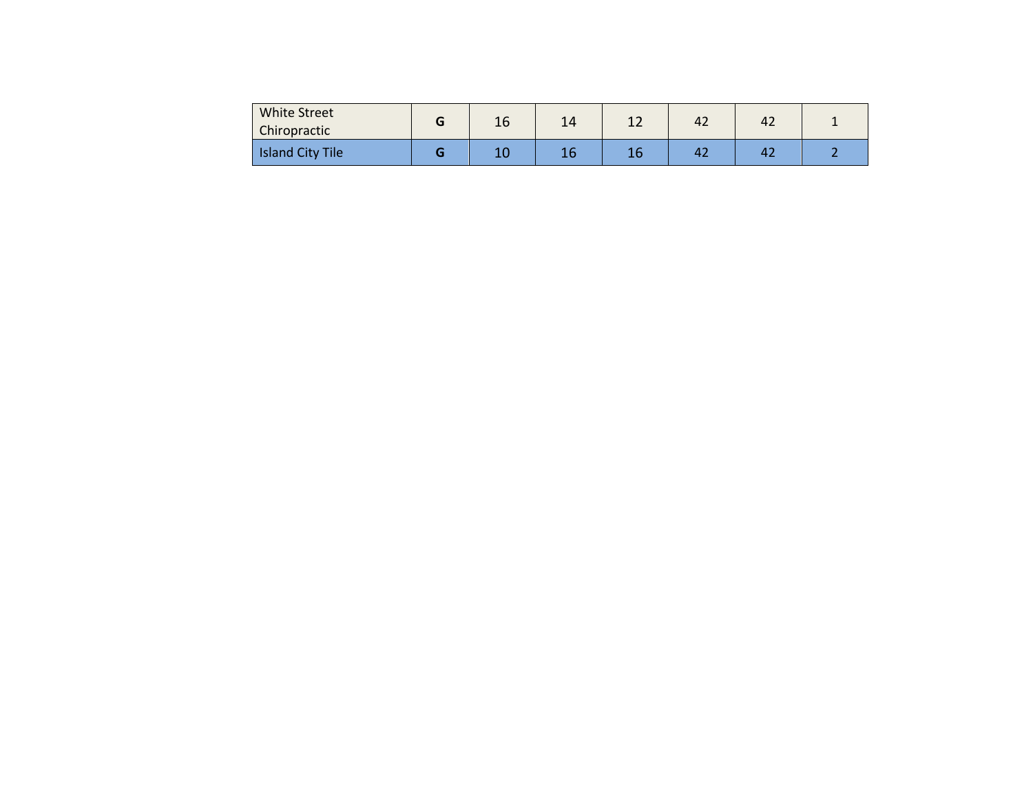| | | | | | | | |
|---|---|---|---|---|---|---|---|
| White Street Chiropractic | **G** | 16 | 14 | 12 | 42 | 42 | 1 |
| Island City Tile | **G** | 10 | 16 | 16 | 42 | 42 | 2 |